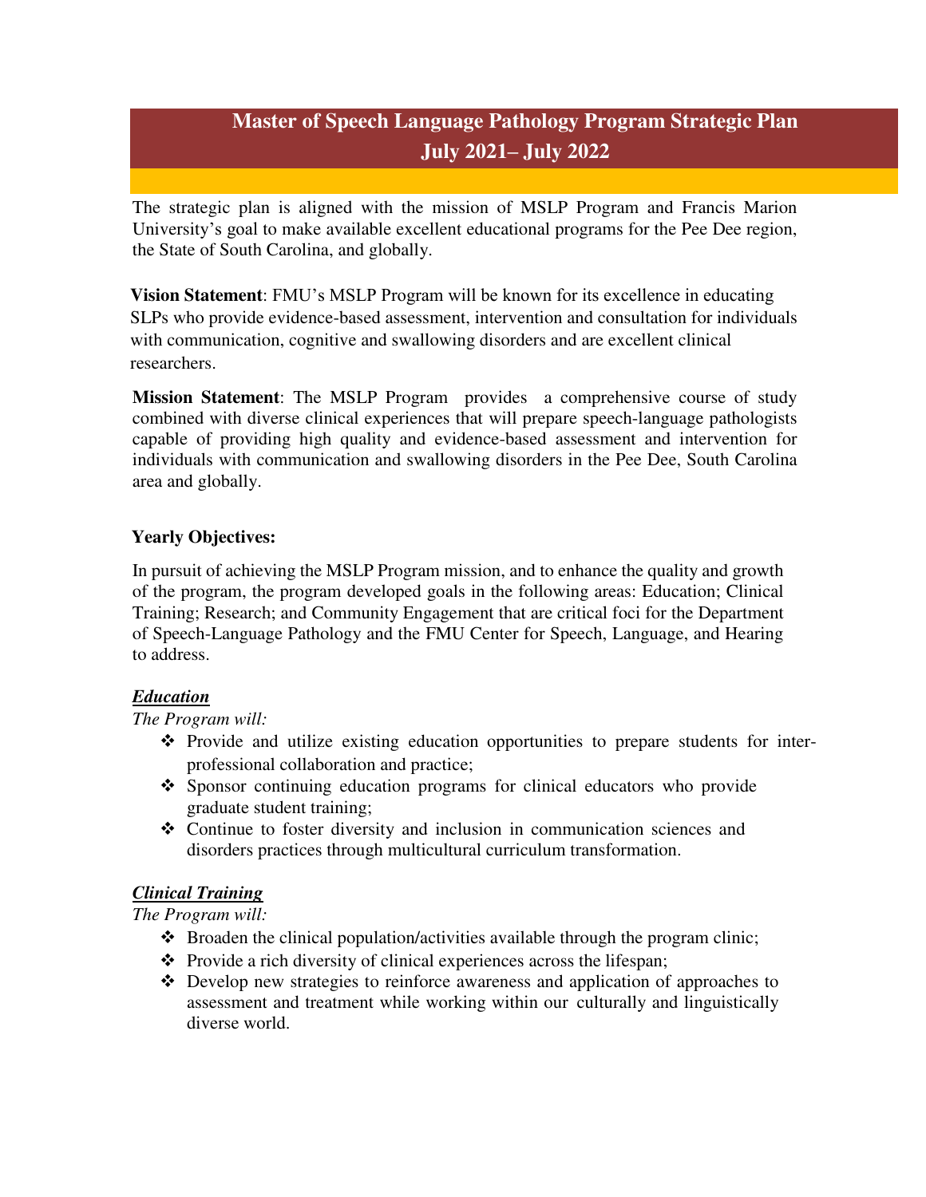# Master of Speech Language Pathology Program Strategic Plan
# July 2021– July 2022

The strategic plan is aligned with the mission of MSLP Program and Francis Marion University's goal to make available excellent educational programs for the Pee Dee region, the State of South Carolina, and globally.

**Vision Statement**: FMU's MSLP Program will be known for its excellence in educating SLPs who provide evidence-based assessment, intervention and consultation for individuals with communication, cognitive and swallowing disorders and are excellent clinical researchers.

**Mission Statement**: The MSLP Program provides a comprehensive course of study combined with diverse clinical experiences that will prepare speech-language pathologists capable of providing high quality and evidence-based assessment and intervention for individuals with communication and swallowing disorders in the Pee Dee, South Carolina area and globally.

**Yearly Objectives:**

In pursuit of achieving the MSLP Program mission, and to enhance the quality and growth of the program, the program developed goals in the following areas: Education; Clinical Training; Research; and Community Engagement that are critical foci for the Department of Speech-Language Pathology and the FMU Center for Speech, Language, and Hearing to address.

***Education***

*The Program will:*

- Provide and utilize existing education opportunities to prepare students for inter-professional collaboration and practice;
- Sponsor continuing education programs for clinical educators who provide graduate student training;
- Continue to foster diversity and inclusion in communication sciences and disorders practices through multicultural curriculum transformation.

***Clinical Training***

*The Program will:*

- Broaden the clinical population/activities available through the program clinic;
- Provide a rich diversity of clinical experiences across the lifespan;
- Develop new strategies to reinforce awareness and application of approaches to assessment and treatment while working within our culturally and linguistically diverse world.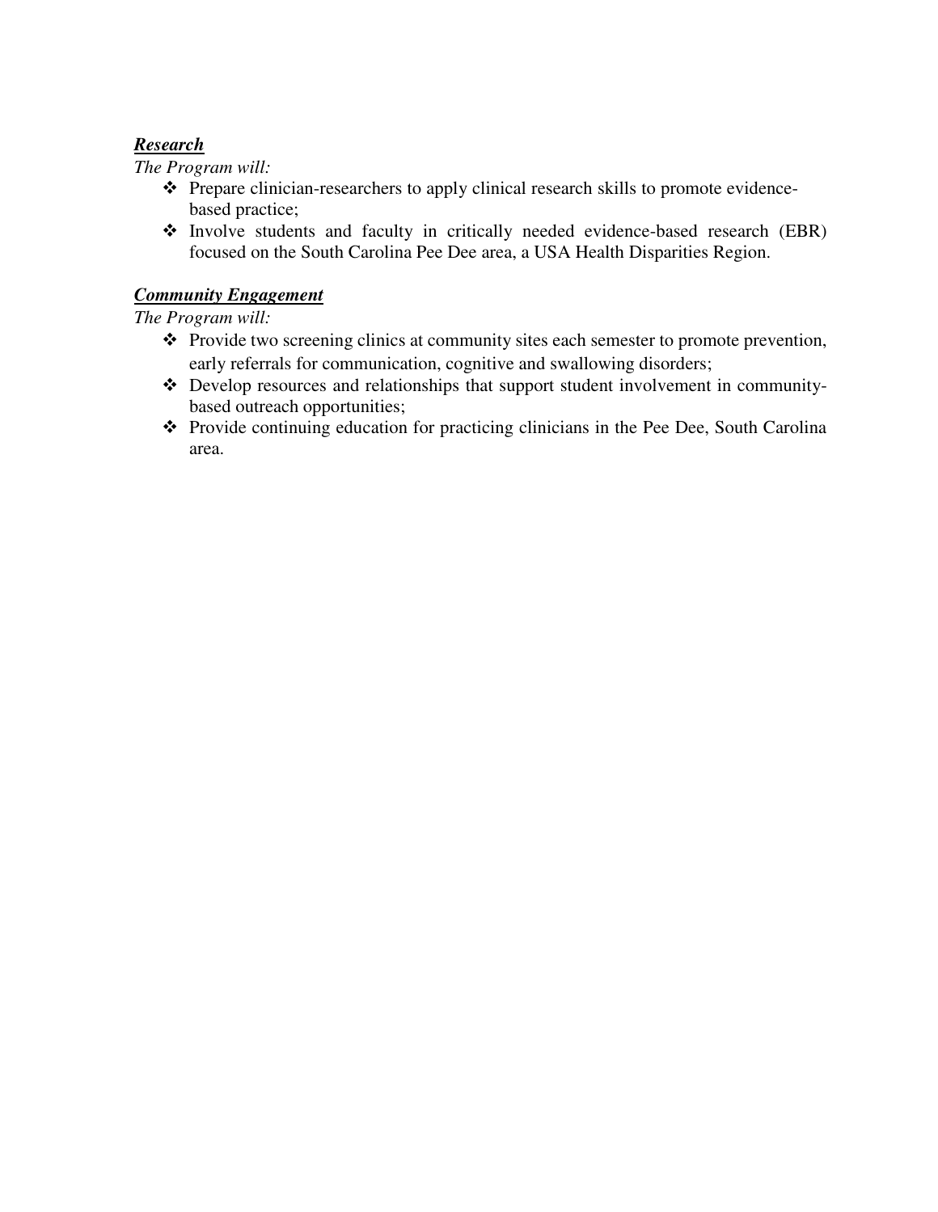***Research***

*The Program will:*

- Prepare clinician-researchers to apply clinical research skills to promote evidence-based practice;
- Involve students and faculty in critically needed evidence-based research (EBR) focused on the South Carolina Pee Dee area, a USA Health Disparities Region.

***Community Engagement***

*The Program will:*

- Provide two screening clinics at community sites each semester to promote prevention, early referrals for communication, cognitive and swallowing disorders;
- Develop resources and relationships that support student involvement in community-based outreach opportunities;
- Provide continuing education for practicing clinicians in the Pee Dee, South Carolina area.